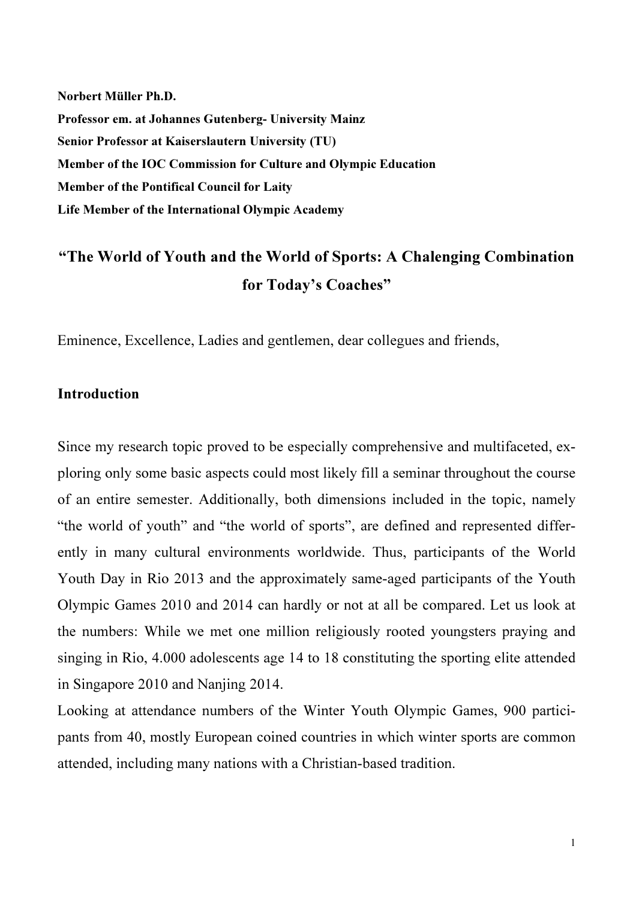**Norbert Müller Ph.D.**
**Professor em. at Johannes Gutenberg- University Mainz**
**Senior Professor at Kaiserslautern University (TU)**
**Member of the IOC Commission for Culture and Olympic Education**
**Member of the Pontifical Council for Laity**
**Life Member of the International Olympic Academy**

# "The World of Youth and the World of Sports: A Chalenging Combination for Today's Coaches"

Eminence, Excellence, Ladies and gentlemen, dear collegues and friends,

## Introduction

Since my research topic proved to be especially comprehensive and multifaceted, exploring only some basic aspects could most likely fill a seminar throughout the course of an entire semester. Additionally, both dimensions included in the topic, namely "the world of youth" and "the world of sports", are defined and represented differently in many cultural environments worldwide. Thus, participants of the World Youth Day in Rio 2013 and the approximately same-aged participants of the Youth Olympic Games 2010 and 2014 can hardly or not at all be compared. Let us look at the numbers: While we met one million religiously rooted youngsters praying and singing in Rio, 4.000 adolescents age 14 to 18 constituting the sporting elite attended in Singapore 2010 and Nanjing 2014.

Looking at attendance numbers of the Winter Youth Olympic Games, 900 participants from 40, mostly European coined countries in which winter sports are common attended, including many nations with a Christian-based tradition.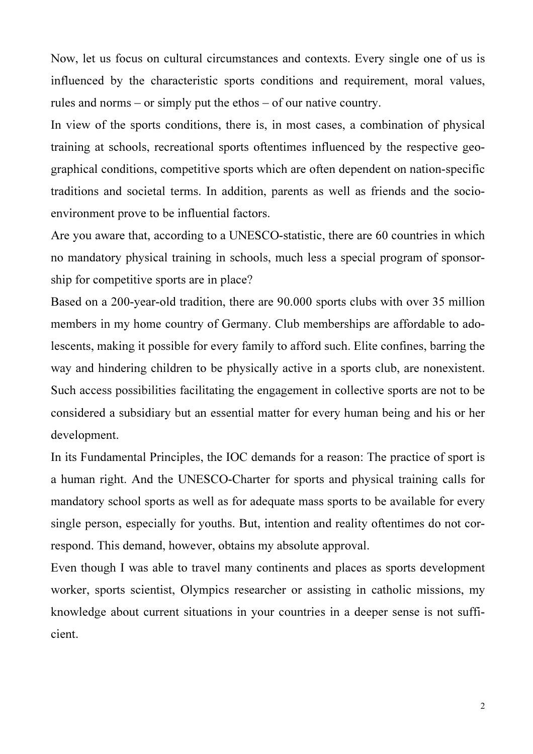Now, let us focus on cultural circumstances and contexts. Every single one of us is influenced by the characteristic sports conditions and requirement, moral values, rules and norms – or simply put the ethos – of our native country.

In view of the sports conditions, there is, in most cases, a combination of physical training at schools, recreational sports oftentimes influenced by the respective geographical conditions, competitive sports which are often dependent on nation-specific traditions and societal terms. In addition, parents as well as friends and the socio-environment prove to be influential factors.

Are you aware that, according to a UNESCO-statistic, there are 60 countries in which no mandatory physical training in schools, much less a special program of sponsorship for competitive sports are in place?

Based on a 200-year-old tradition, there are 90.000 sports clubs with over 35 million members in my home country of Germany. Club memberships are affordable to adolescents, making it possible for every family to afford such. Elite confines, barring the way and hindering children to be physically active in a sports club, are nonexistent. Such access possibilities facilitating the engagement in collective sports are not to be considered a subsidiary but an essential matter for every human being and his or her development.

In its Fundamental Principles, the IOC demands for a reason: The practice of sport is a human right. And the UNESCO-Charter for sports and physical training calls for mandatory school sports as well as for adequate mass sports to be available for every single person, especially for youths. But, intention and reality oftentimes do not correspond. This demand, however, obtains my absolute approval.

Even though I was able to travel many continents and places as sports development worker, sports scientist, Olympics researcher or assisting in catholic missions, my knowledge about current situations in your countries in a deeper sense is not sufficient.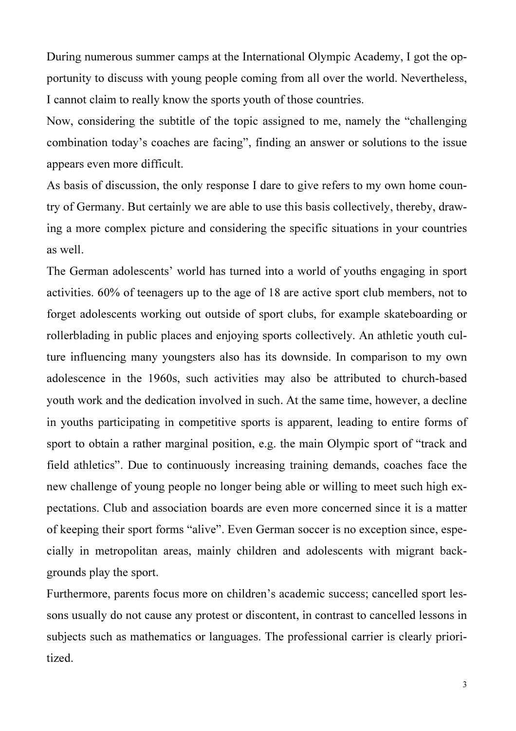During numerous summer camps at the International Olympic Academy, I got the opportunity to discuss with young people coming from all over the world. Nevertheless, I cannot claim to really know the sports youth of those countries.

Now, considering the subtitle of the topic assigned to me, namely the "challenging combination today's coaches are facing", finding an answer or solutions to the issue appears even more difficult.

As basis of discussion, the only response I dare to give refers to my own home country of Germany. But certainly we are able to use this basis collectively, thereby, drawing a more complex picture and considering the specific situations in your countries as well.

The German adolescents' world has turned into a world of youths engaging in sport activities. 60% of teenagers up to the age of 18 are active sport club members, not to forget adolescents working out outside of sport clubs, for example skateboarding or rollerblading in public places and enjoying sports collectively. An athletic youth culture influencing many youngsters also has its downside. In comparison to my own adolescence in the 1960s, such activities may also be attributed to church-based youth work and the dedication involved in such. At the same time, however, a decline in youths participating in competitive sports is apparent, leading to entire forms of sport to obtain a rather marginal position, e.g. the main Olympic sport of "track and field athletics". Due to continuously increasing training demands, coaches face the new challenge of young people no longer being able or willing to meet such high expectations. Club and association boards are even more concerned since it is a matter of keeping their sport forms "alive". Even German soccer is no exception since, especially in metropolitan areas, mainly children and adolescents with migrant backgrounds play the sport.

Furthermore, parents focus more on children's academic success; cancelled sport lessons usually do not cause any protest or discontent, in contrast to cancelled lessons in subjects such as mathematics or languages. The professional carrier is clearly prioritized.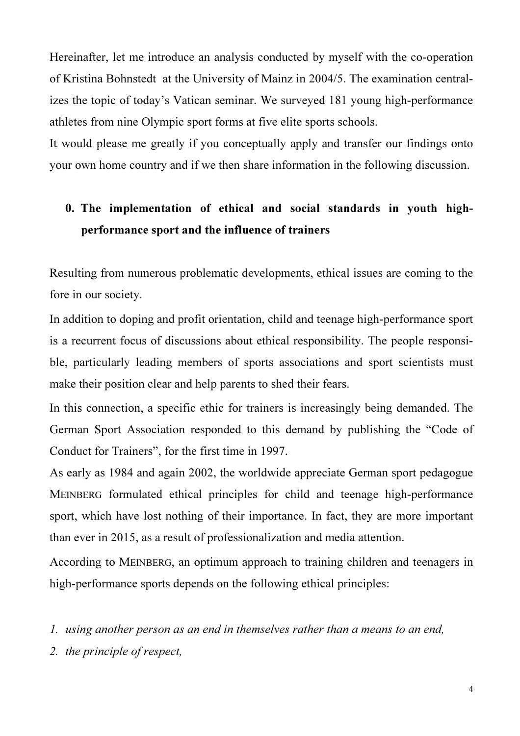Hereinafter, let me introduce an analysis conducted by myself with the co-operation of Kristina Bohnstedt at the University of Mainz in 2004/5. The examination centralizes the topic of today's Vatican seminar. We surveyed 181 young high-performance athletes from nine Olympic sport forms at five elite sports schools.

It would please me greatly if you conceptually apply and transfer our findings onto your own home country and if we then share information in the following discussion.

## 0. The implementation of ethical and social standards in youth high-performance sport and the influence of trainers

Resulting from numerous problematic developments, ethical issues are coming to the fore in our society.

In addition to doping and profit orientation, child and teenage high-performance sport is a recurrent focus of discussions about ethical responsibility. The people responsible, particularly leading members of sports associations and sport scientists must make their position clear and help parents to shed their fears.

In this connection, a specific ethic for trainers is increasingly being demanded. The German Sport Association responded to this demand by publishing the "Code of Conduct for Trainers", for the first time in 1997.

As early as 1984 and again 2002, the worldwide appreciate German sport pedagogue MEINBERG formulated ethical principles for child and teenage high-performance sport, which have lost nothing of their importance. In fact, they are more important than ever in 2015, as a result of professionalization and media attention.

According to MEINBERG, an optimum approach to training children and teenagers in high-performance sports depends on the following ethical principles:

1. *using another person as an end in themselves rather than a means to an end,*
2. *the principle of respect,*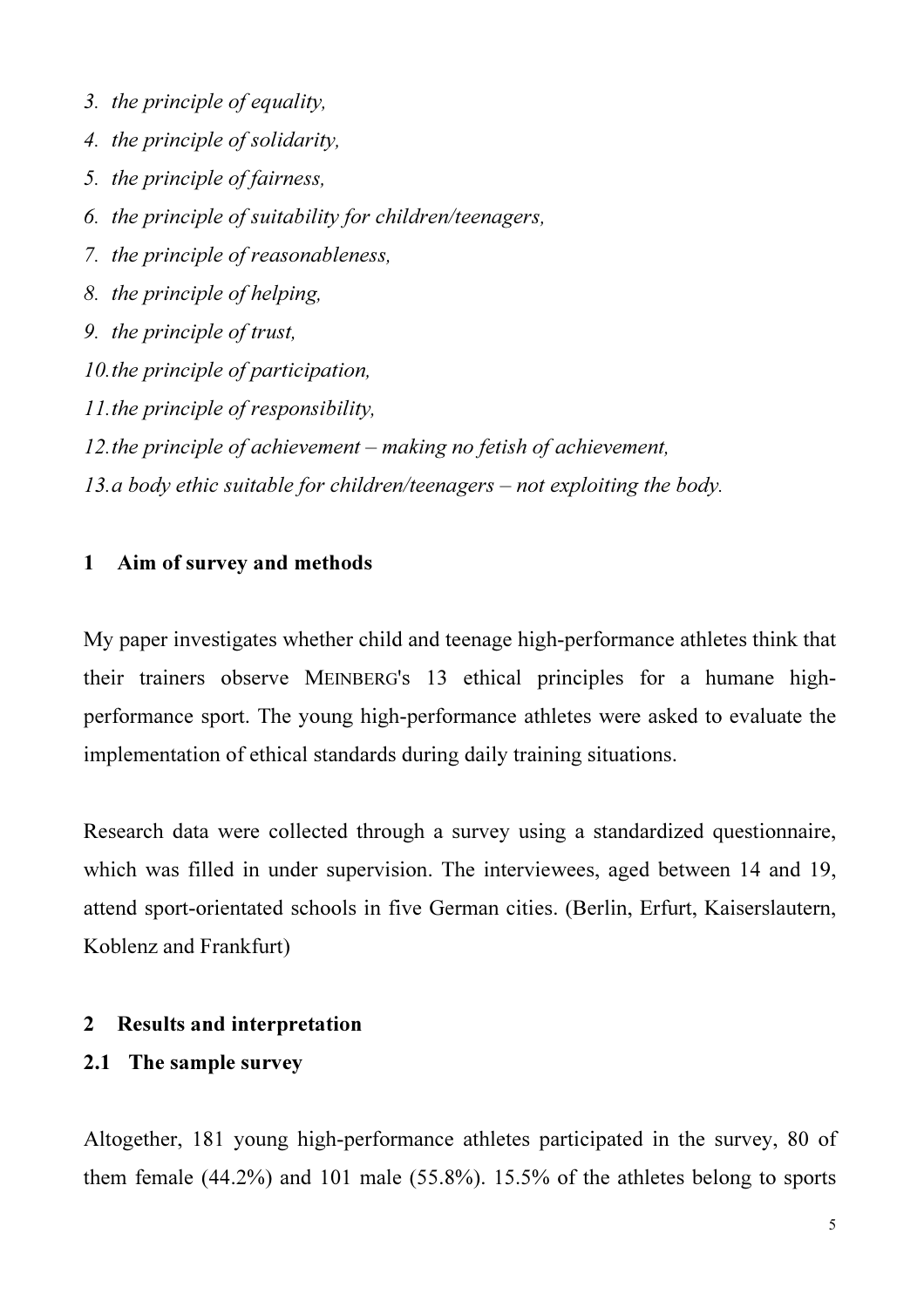3. *the principle of equality,*
4. *the principle of solidarity,*
5. *the principle of fairness,*
6. *the principle of suitability for children/teenagers,*
7. *the principle of reasonableness,*
8. *the principle of helping,*
9. *the principle of trust,*
10. *the principle of participation,*
11. *the principle of responsibility,*
12. *the principle of achievement – making no fetish of achievement,*
13. *a body ethic suitable for children/teenagers – not exploiting the body.*

## 1 Aim of survey and methods

My paper investigates whether child and teenage high-performance athletes think that their trainers observe MEINBERG's 13 ethical principles for a humane high-performance sport. The young high-performance athletes were asked to evaluate the implementation of ethical standards during daily training situations.

Research data were collected through a survey using a standardized questionnaire, which was filled in under supervision. The interviewees, aged between 14 and 19, attend sport-orientated schools in five German cities. (Berlin, Erfurt, Kaiserslautern, Koblenz and Frankfurt)

## 2 Results and interpretation

### 2.1 The sample survey

Altogether, 181 young high-performance athletes participated in the survey, 80 of them female (44.2%) and 101 male (55.8%). 15.5% of the athletes belong to sports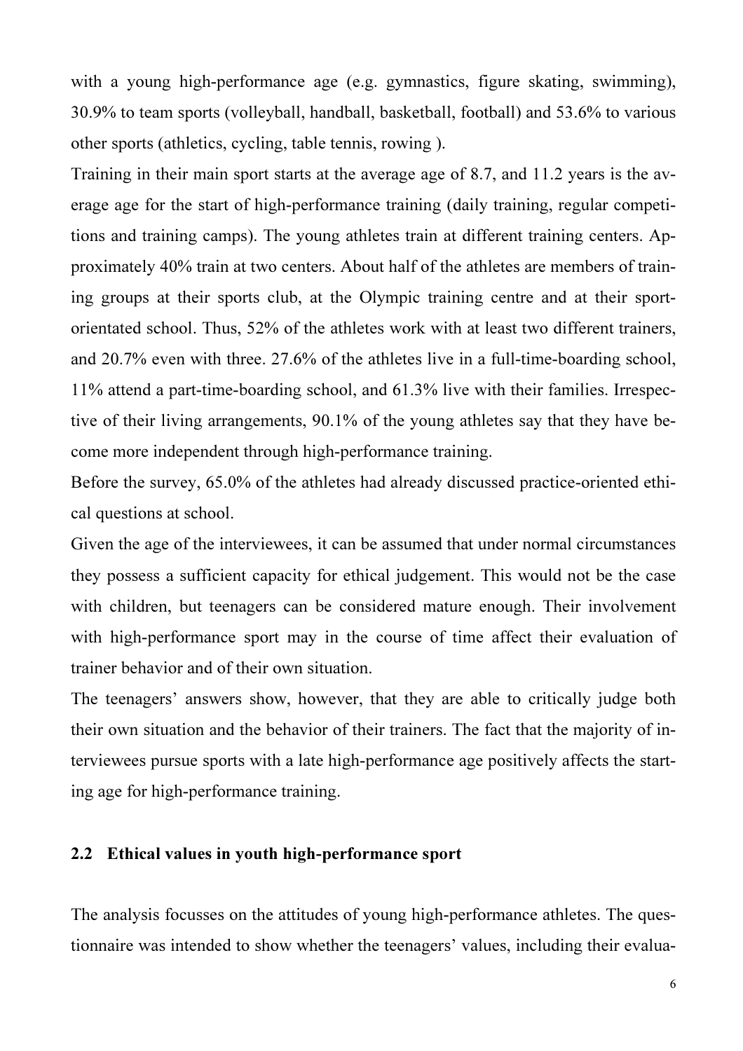with a young high-performance age (e.g. gymnastics, figure skating, swimming), 30.9% to team sports (volleyball, handball, basketball, football) and 53.6% to various other sports (athletics, cycling, table tennis, rowing ).

Training in their main sport starts at the average age of 8.7, and 11.2 years is the average age for the start of high-performance training (daily training, regular competitions and training camps). The young athletes train at different training centers. Approximately 40% train at two centers. About half of the athletes are members of training groups at their sports club, at the Olympic training centre and at their sport-orientated school. Thus, 52% of the athletes work with at least two different trainers, and 20.7% even with three. 27.6% of the athletes live in a full-time-boarding school, 11% attend a part-time-boarding school, and 61.3% live with their families. Irrespective of their living arrangements, 90.1% of the young athletes say that they have become more independent through high-performance training.

Before the survey, 65.0% of the athletes had already discussed practice-oriented ethical questions at school.

Given the age of the interviewees, it can be assumed that under normal circumstances they possess a sufficient capacity for ethical judgement. This would not be the case with children, but teenagers can be considered mature enough. Their involvement with high-performance sport may in the course of time affect their evaluation of trainer behavior and of their own situation.

The teenagers' answers show, however, that they are able to critically judge both their own situation and the behavior of their trainers. The fact that the majority of interviewees pursue sports with a late high-performance age positively affects the starting age for high-performance training.

## 2.2 Ethical values in youth high-performance sport

The analysis focusses on the attitudes of young high-performance athletes. The questionnaire was intended to show whether the teenagers' values, including their evalua-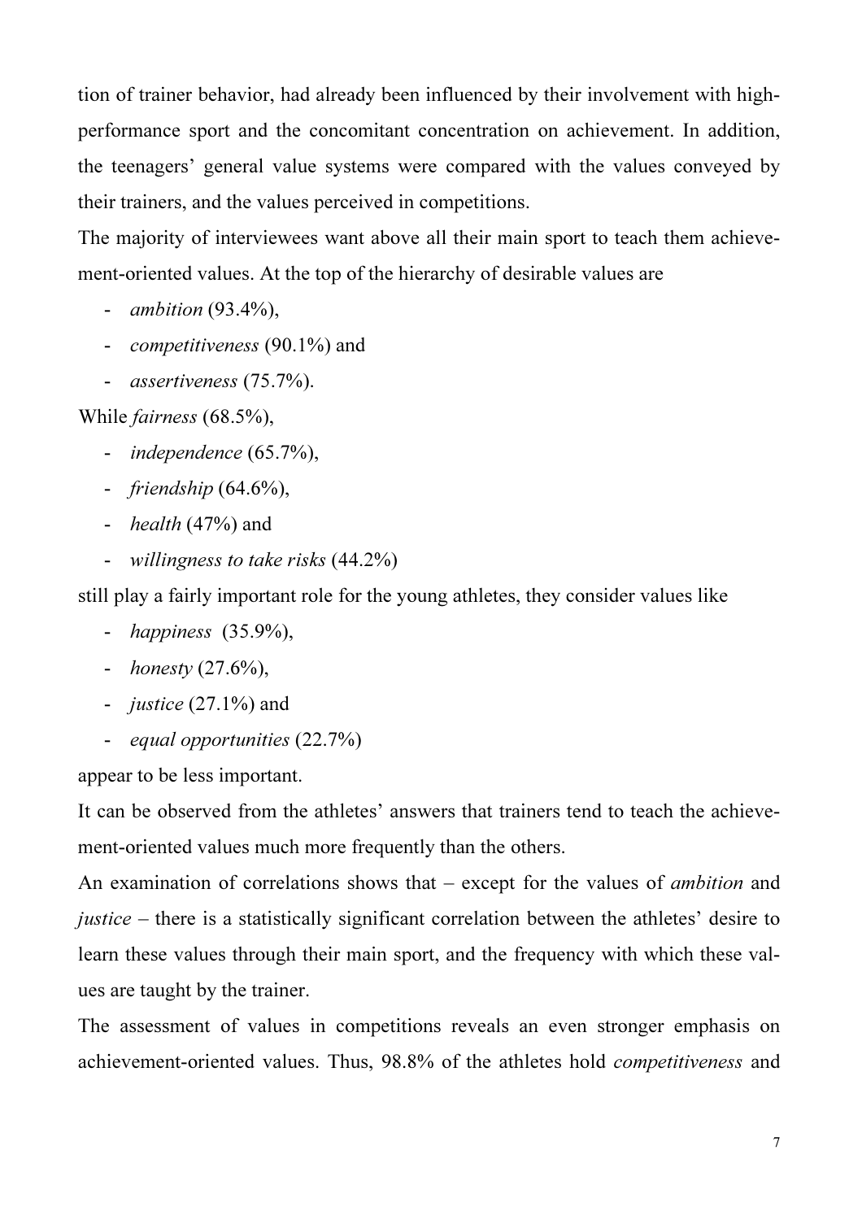tion of trainer behavior, had already been influenced by their involvement with high-performance sport and the concomitant concentration on achievement. In addition, the teenagers' general value systems were compared with the values conveyed by their trainers, and the values perceived in competitions.

The majority of interviewees want above all their main sport to teach them achievement-oriented values. At the top of the hierarchy of desirable values are

- *ambition* (93.4%),
- *competitiveness* (90.1%) and
- *assertiveness* (75.7%).

While *fairness* (68.5%),

- *independence* (65.7%),
- *friendship* (64.6%),
- *health* (47%) and
- *willingness to take risks* (44.2%)

still play a fairly important role for the young athletes, they consider values like

- *happiness* (35.9%),
- *honesty* (27.6%),
- *justice* (27.1%) and
- *equal opportunities* (22.7%)

appear to be less important.

It can be observed from the athletes' answers that trainers tend to teach the achievement-oriented values much more frequently than the others.

An examination of correlations shows that – except for the values of *ambition* and *justice* – there is a statistically significant correlation between the athletes' desire to learn these values through their main sport, and the frequency with which these values are taught by the trainer.

The assessment of values in competitions reveals an even stronger emphasis on achievement-oriented values. Thus, 98.8% of the athletes hold *competitiveness* and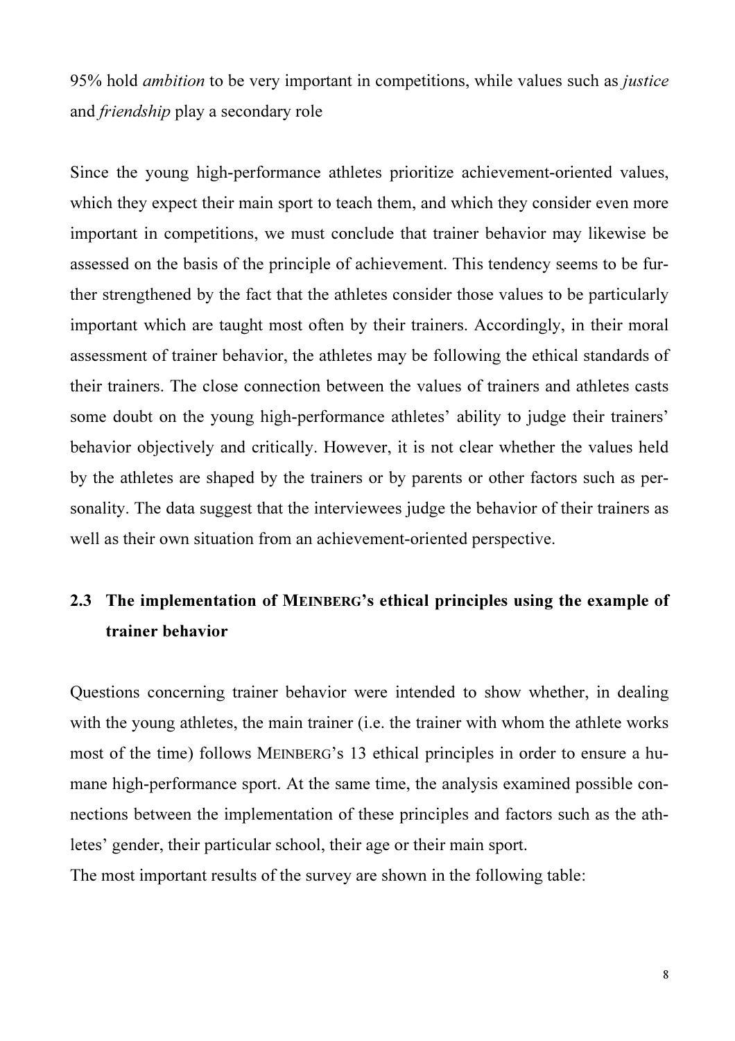95% hold *ambition* to be very important in competitions, while values such as *justice* and *friendship* play a secondary role

Since the young high-performance athletes prioritize achievement-oriented values, which they expect their main sport to teach them, and which they consider even more important in competitions, we must conclude that trainer behavior may likewise be assessed on the basis of the principle of achievement. This tendency seems to be further strengthened by the fact that the athletes consider those values to be particularly important which are taught most often by their trainers. Accordingly, in their moral assessment of trainer behavior, the athletes may be following the ethical standards of their trainers. The close connection between the values of trainers and athletes casts some doubt on the young high-performance athletes' ability to judge their trainers' behavior objectively and critically. However, it is not clear whether the values held by the athletes are shaped by the trainers or by parents or other factors such as personality. The data suggest that the interviewees judge the behavior of their trainers as well as their own situation from an achievement-oriented perspective.

## 2.3 The implementation of MEINBERG's ethical principles using the example of trainer behavior

Questions concerning trainer behavior were intended to show whether, in dealing with the young athletes, the main trainer (i.e. the trainer with whom the athlete works most of the time) follows MEINBERG's 13 ethical principles in order to ensure a humane high-performance sport. At the same time, the analysis examined possible connections between the implementation of these principles and factors such as the athletes' gender, their particular school, their age or their main sport.

The most important results of the survey are shown in the following table: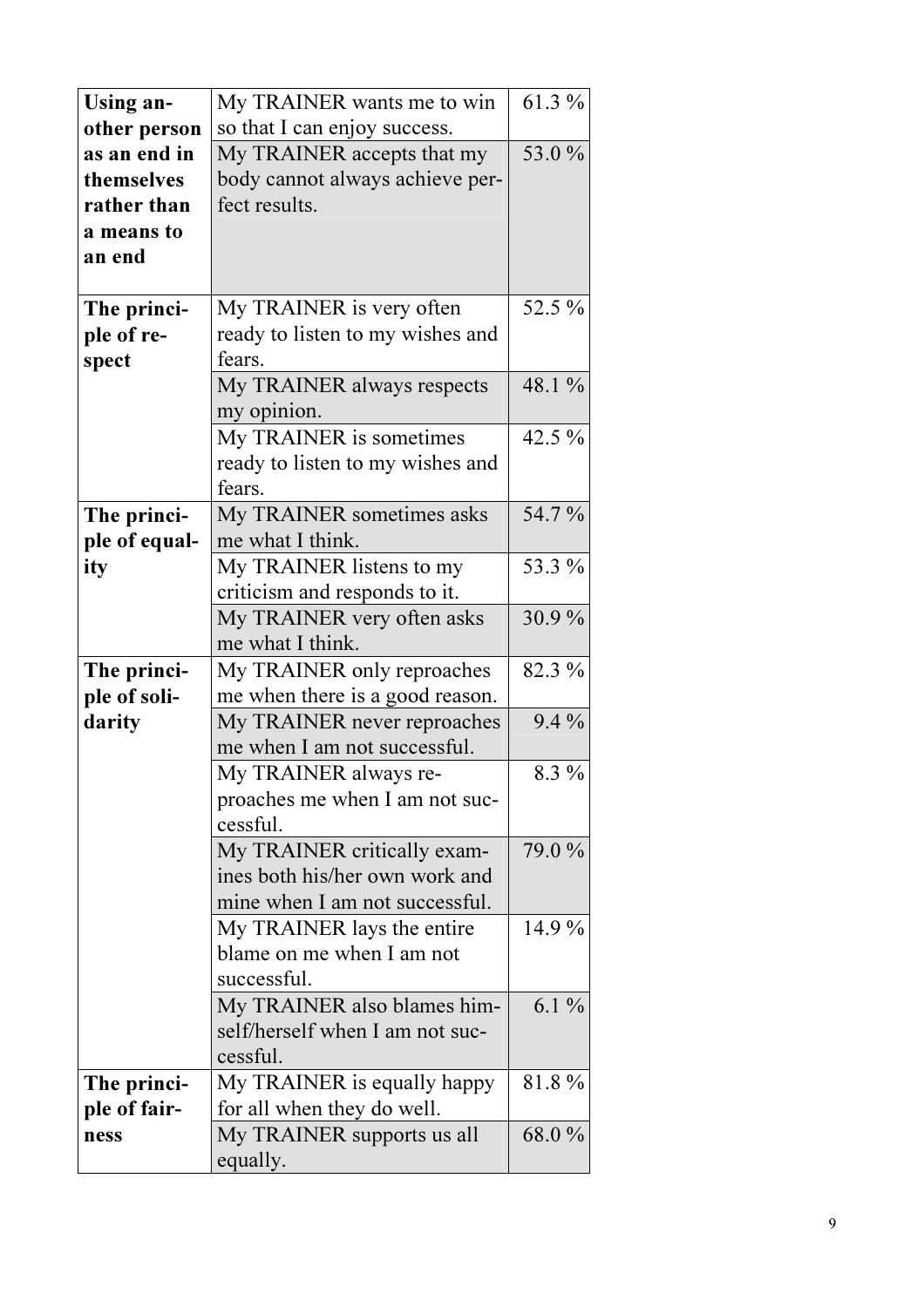| | | |
|---|---|---|
| **Using another person as an end in themselves rather than a means to an end** | My TRAINER wants me to win so that I can enjoy success. | 61.3 % |
| | My TRAINER accepts that my body cannot always achieve perfect results. | 53.0 % |
| **The principle of respect** | My TRAINER is very often ready to listen to my wishes and fears. | 52.5 % |
| | My TRAINER always respects my opinion. | 48.1 % |
| | My TRAINER is sometimes ready to listen to my wishes and fears. | 42.5 % |
| **The principle of equality** | My TRAINER sometimes asks me what I think. | 54.7 % |
| | My TRAINER listens to my criticism and responds to it. | 53.3 % |
| | My TRAINER very often asks me what I think. | 30.9 % |
| **The principle of solidarity** | My TRAINER only reproaches me when there is a good reason. | 82.3 % |
| | My TRAINER never reproaches me when I am not successful. | 9.4 % |
| | My TRAINER always reproaches me when I am not successful. | 8.3 % |
| | My TRAINER critically examines both his/her own work and mine when I am not successful. | 79.0 % |
| | My TRAINER lays the entire blame on me when I am not successful. | 14.9 % |
| | My TRAINER also blames himself/herself when I am not successful. | 6.1 % |
| **The principle of fairness** | My TRAINER is equally happy for all when they do well. | 81.8 % |
| | My TRAINER supports us all equally. | 68.0 % |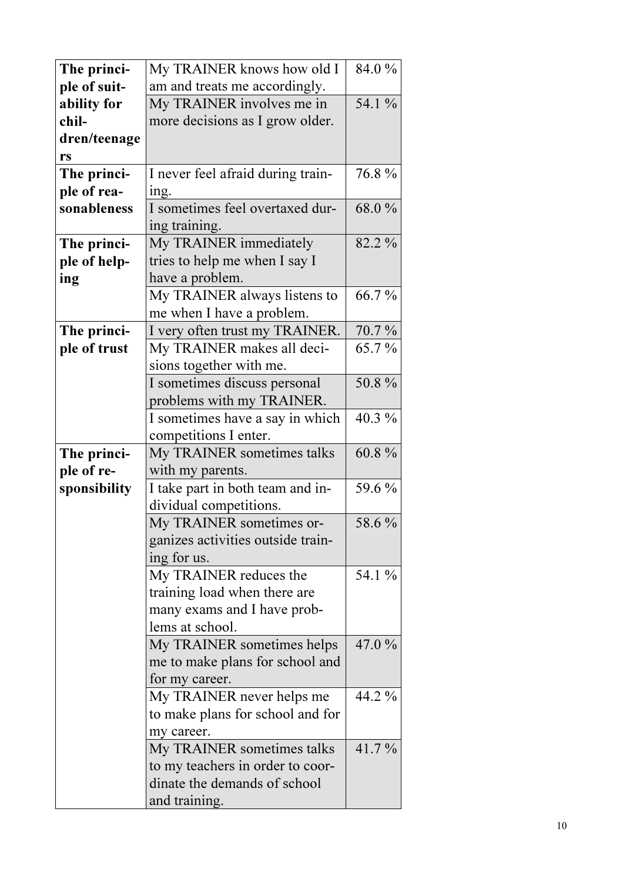| | | |
|---|---|---|
| **The principle of suitability for children/teenagers** | My TRAINER knows how old I am and treats me accordingly. | 84.0 % |
| | My TRAINER involves me in more decisions as I grow older. | 54.1 % |
| **The principle of reasonableness** | I never feel afraid during training. | 76.8 % |
| | I sometimes feel overtaxed during training. | 68.0 % |
| **The principle of helping** | My TRAINER immediately tries to help me when I say I have a problem. | 82.2 % |
| | My TRAINER always listens to me when I have a problem. | 66.7 % |
| **The principle of trust** | I very often trust my TRAINER. | 70.7 % |
| | My TRAINER makes all decisions together with me. | 65.7 % |
| | I sometimes discuss personal problems with my TRAINER. | 50.8 % |
| | I sometimes have a say in which competitions I enter. | 40.3 % |
| **The principle of responsibility** | My TRAINER sometimes talks with my parents. | 60.8 % |
| | I take part in both team and individual competitions. | 59.6 % |
| | My TRAINER sometimes organizes activities outside training for us. | 58.6 % |
| | My TRAINER reduces the training load when there are many exams and I have problems at school. | 54.1 % |
| | My TRAINER sometimes helps me to make plans for school and for my career. | 47.0 % |
| | My TRAINER never helps me to make plans for school and for my career. | 44.2 % |
| | My TRAINER sometimes talks to my teachers in order to coordinate the demands of school and training. | 41.7 % |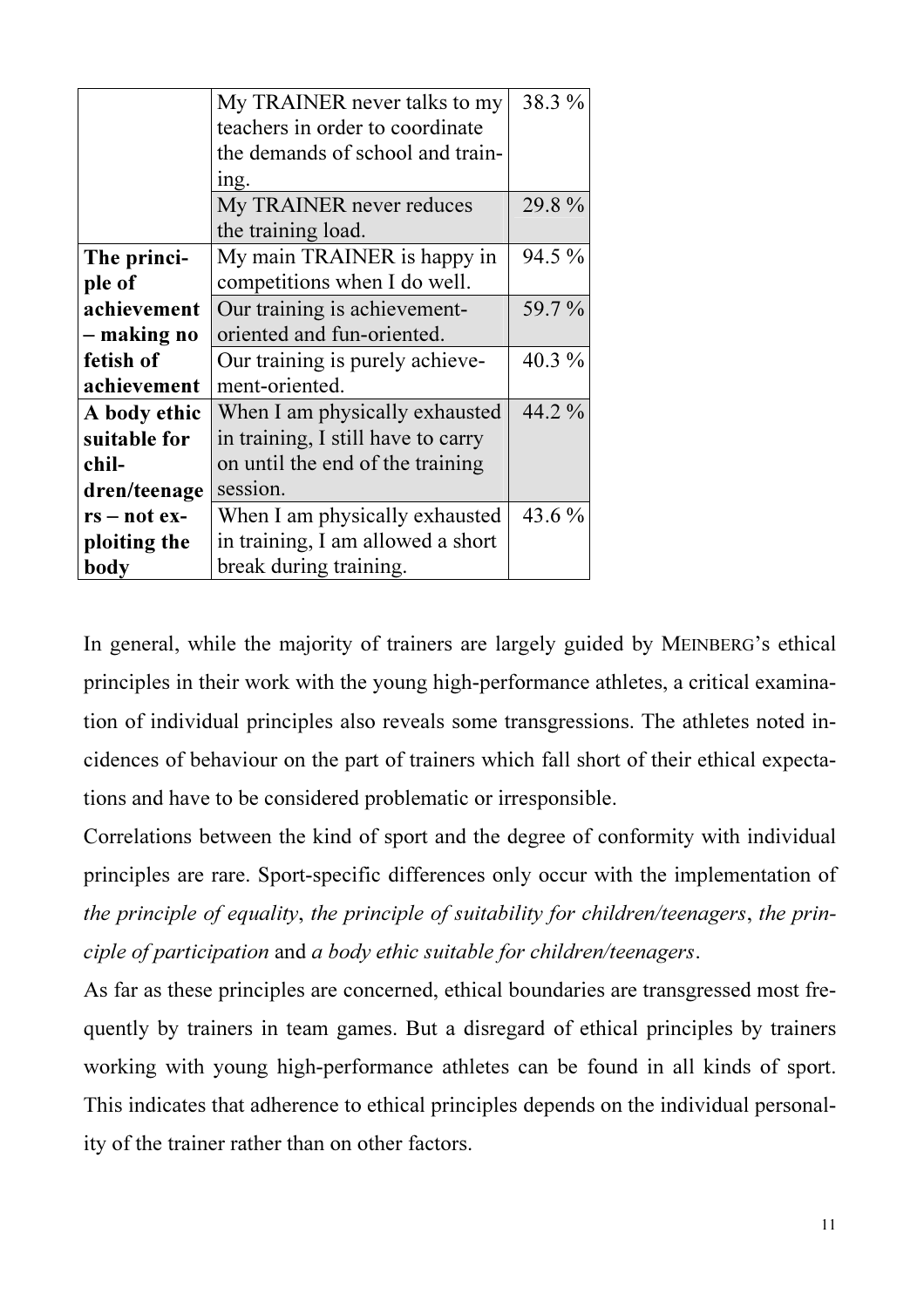| | | |
|---|---|---|
| | My TRAINER never talks to my teachers in order to coordinate the demands of school and training. | 38.3 % |
| | My TRAINER never reduces the training load. | 29.8 % |
| **The principle of achievement – making no fetish of achievement** | My main TRAINER is happy in competitions when I do well. | 94.5 % |
| | Our training is achievement-oriented and fun-oriented. | 59.7 % |
| | Our training is purely achievement-oriented. | 40.3 % |
| **A body ethic suitable for children/teenagers – not exploiting the body** | When I am physically exhausted in training, I still have to carry on until the end of the training session. | 44.2 % |
| | When I am physically exhausted in training, I am allowed a short break during training. | 43.6 % |

In general, while the majority of trainers are largely guided by MEINBERG's ethical principles in their work with the young high-performance athletes, a critical examination of individual principles also reveals some transgressions. The athletes noted incidences of behaviour on the part of trainers which fall short of their ethical expectations and have to be considered problematic or irresponsible.

Correlations between the kind of sport and the degree of conformity with individual principles are rare. Sport-specific differences only occur with the implementation of *the principle of equality*, *the principle of suitability for children/teenagers*, *the principle of participation* and *a body ethic suitable for children/teenagers*.

As far as these principles are concerned, ethical boundaries are transgressed most frequently by trainers in team games. But a disregard of ethical principles by trainers working with young high-performance athletes can be found in all kinds of sport. This indicates that adherence to ethical principles depends on the individual personality of the trainer rather than on other factors.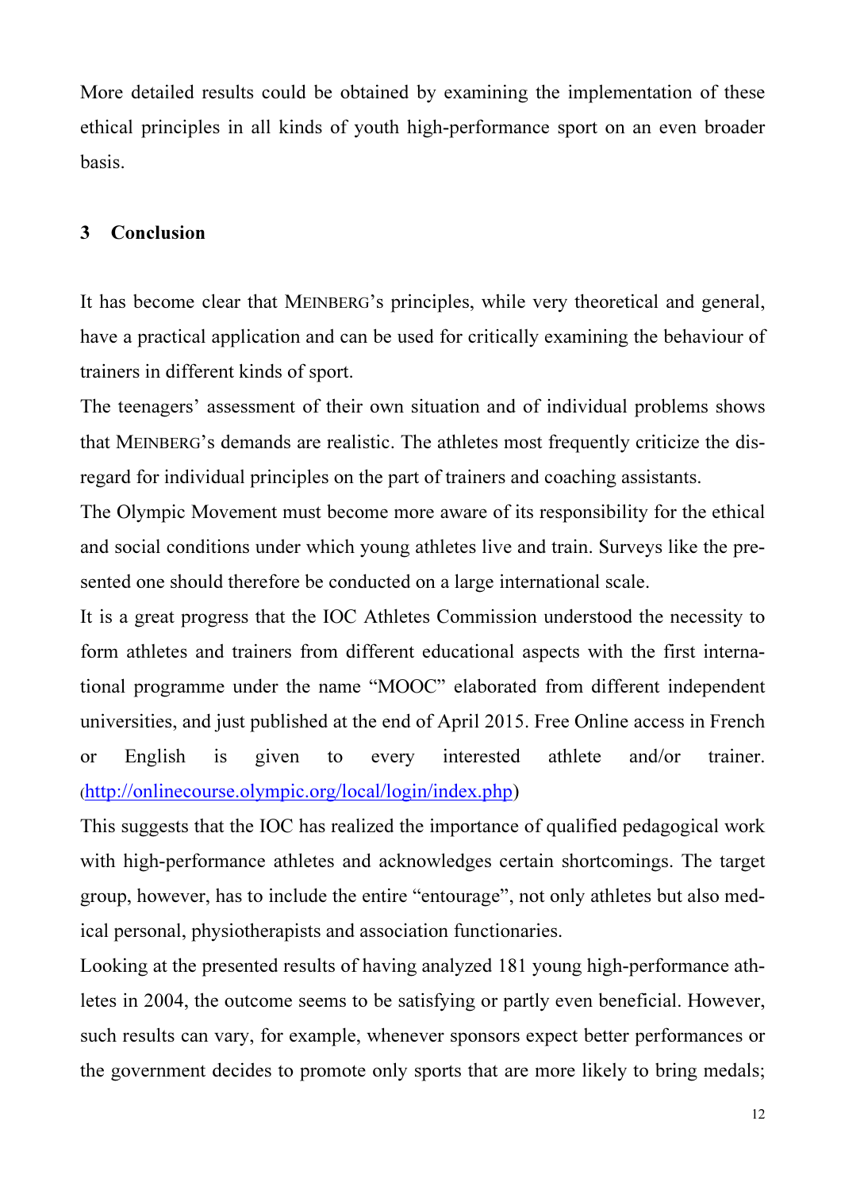More detailed results could be obtained by examining the implementation of these ethical principles in all kinds of youth high-performance sport on an even broader basis.

## 3 Conclusion

It has become clear that MEINBERG's principles, while very theoretical and general, have a practical application and can be used for critically examining the behaviour of trainers in different kinds of sport.

The teenagers' assessment of their own situation and of individual problems shows that MEINBERG's demands are realistic. The athletes most frequently criticize the disregard for individual principles on the part of trainers and coaching assistants.

The Olympic Movement must become more aware of its responsibility for the ethical and social conditions under which young athletes live and train. Surveys like the presented one should therefore be conducted on a large international scale.

It is a great progress that the IOC Athletes Commission understood the necessity to form athletes and trainers from different educational aspects with the first international programme under the name "MOOC" elaborated from different independent universities, and just published at the end of April 2015. Free Online access in French or English is given to every interested athlete and/or trainer. (http://onlinecourse.olympic.org/local/login/index.php)

This suggests that the IOC has realized the importance of qualified pedagogical work with high-performance athletes and acknowledges certain shortcomings. The target group, however, has to include the entire "entourage", not only athletes but also medical personal, physiotherapists and association functionaries.

Looking at the presented results of having analyzed 181 young high-performance athletes in 2004, the outcome seems to be satisfying or partly even beneficial. However, such results can vary, for example, whenever sponsors expect better performances or the government decides to promote only sports that are more likely to bring medals;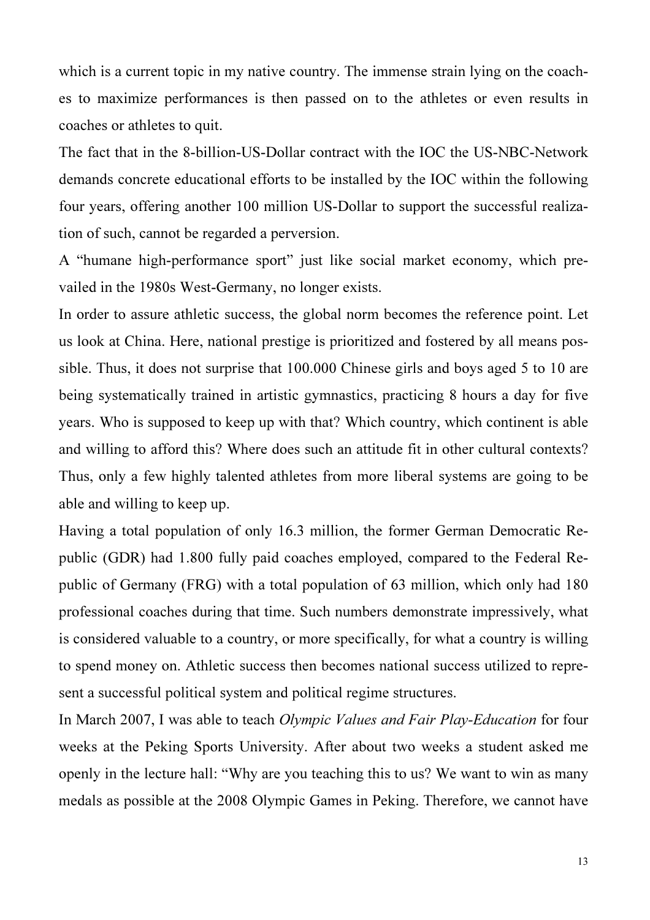which is a current topic in my native country. The immense strain lying on the coaches to maximize performances is then passed on to the athletes or even results in coaches or athletes to quit.

The fact that in the 8-billion-US-Dollar contract with the IOC the US-NBC-Network demands concrete educational efforts to be installed by the IOC within the following four years, offering another 100 million US-Dollar to support the successful realization of such, cannot be regarded a perversion.

A "humane high-performance sport" just like social market economy, which prevailed in the 1980s West-Germany, no longer exists.

In order to assure athletic success, the global norm becomes the reference point. Let us look at China. Here, national prestige is prioritized and fostered by all means possible. Thus, it does not surprise that 100.000 Chinese girls and boys aged 5 to 10 are being systematically trained in artistic gymnastics, practicing 8 hours a day for five years. Who is supposed to keep up with that? Which country, which continent is able and willing to afford this? Where does such an attitude fit in other cultural contexts? Thus, only a few highly talented athletes from more liberal systems are going to be able and willing to keep up.

Having a total population of only 16.3 million, the former German Democratic Republic (GDR) had 1.800 fully paid coaches employed, compared to the Federal Republic of Germany (FRG) with a total population of 63 million, which only had 180 professional coaches during that time. Such numbers demonstrate impressively, what is considered valuable to a country, or more specifically, for what a country is willing to spend money on. Athletic success then becomes national success utilized to represent a successful political system and political regime structures.

In March 2007, I was able to teach *Olympic Values and Fair Play-Education* for four weeks at the Peking Sports University. After about two weeks a student asked me openly in the lecture hall: "Why are you teaching this to us? We want to win as many medals as possible at the 2008 Olympic Games in Peking. Therefore, we cannot have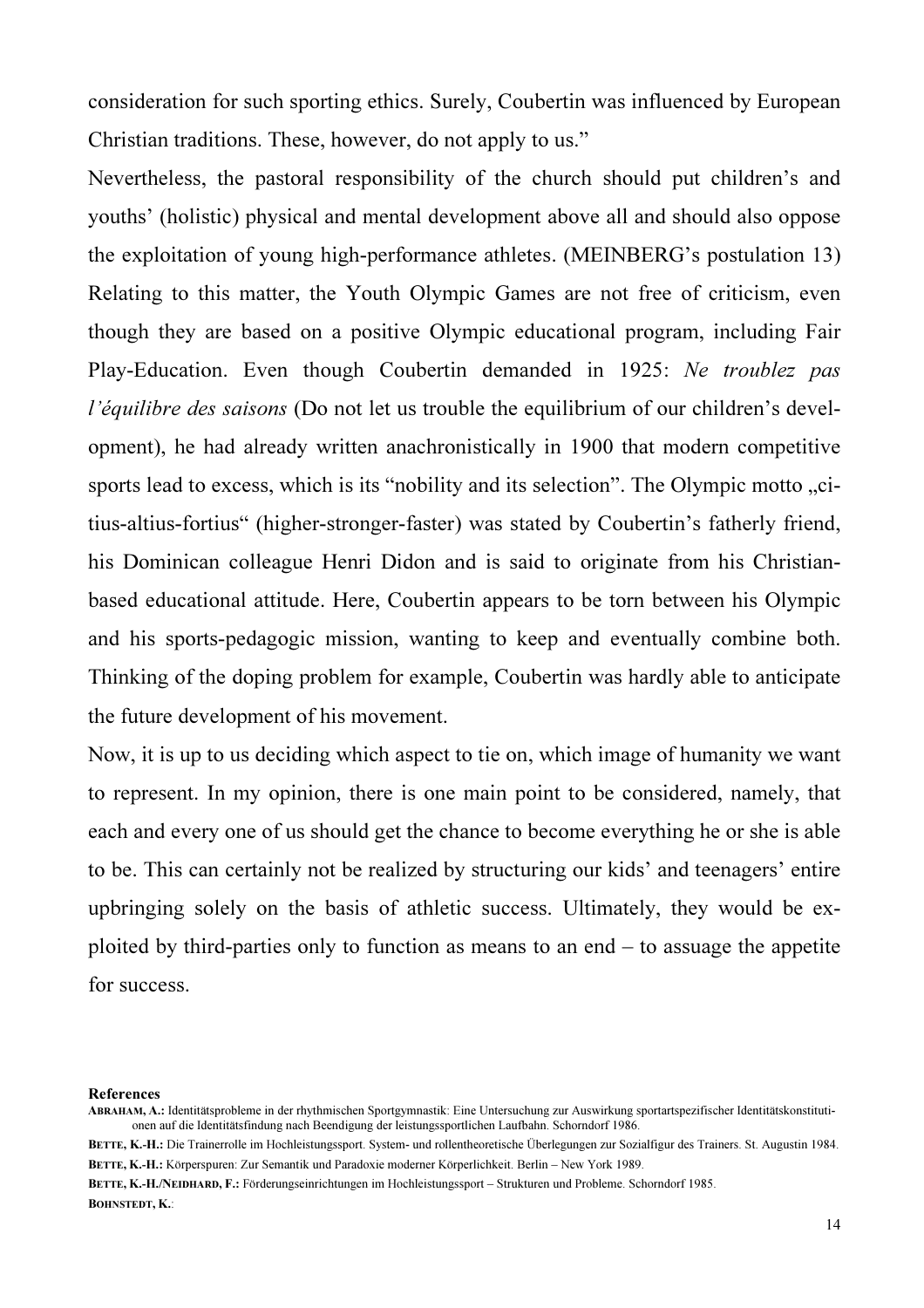consideration for such sporting ethics. Surely, Coubertin was influenced by European Christian traditions. These, however, do not apply to us."

Nevertheless, the pastoral responsibility of the church should put children's and youths' (holistic) physical and mental development above all and should also oppose the exploitation of young high-performance athletes. (MEINBERG's postulation 13) Relating to this matter, the Youth Olympic Games are not free of criticism, even though they are based on a positive Olympic educational program, including Fair Play-Education. Even though Coubertin demanded in 1925: *Ne troublez pas l'équilibre des saisons* (Do not let us trouble the equilibrium of our children's development), he had already written anachronistically in 1900 that modern competitive sports lead to excess, which is its "nobility and its selection". The Olympic motto „citius-altius-fortius" (higher-stronger-faster) was stated by Coubertin's fatherly friend, his Dominican colleague Henri Didon and is said to originate from his Christian-based educational attitude. Here, Coubertin appears to be torn between his Olympic and his sports-pedagogic mission, wanting to keep and eventually combine both. Thinking of the doping problem for example, Coubertin was hardly able to anticipate the future development of his movement.

Now, it is up to us deciding which aspect to tie on, which image of humanity we want to represent. In my opinion, there is one main point to be considered, namely, that each and every one of us should get the chance to become everything he or she is able to be. This can certainly not be realized by structuring our kids' and teenagers' entire upbringing solely on the basis of athletic success. Ultimately, they would be exploited by third-parties only to function as means to an end – to assuage the appetite for success.

**References**

**ABRAHAM, A.:** Identitätsprobleme in der rhythmischen Sportgymnastik: Eine Untersuchung zur Auswirkung sportartspezifischer Identitätskonstitutionen auf die Identitätsfindung nach Beendigung der leistungssportlichen Laufbahn. Schorndorf 1986.

**BETTE, K.-H.:** Die Trainerrolle im Hochleistungssport. System- und rollentheoretische Überlegungen zur Sozialfigur des Trainers. St. Augustin 1984.

**BETTE, K.-H.:** Körperspuren: Zur Semantik und Paradoxie moderner Körperlichkeit. Berlin – New York 1989.

**BETTE, K.-H./NEIDHARD, F.:** Förderungseinrichtungen im Hochleistungssport – Strukturen und Probleme. Schorndorf 1985.

**BOHNSTEDT, K.**: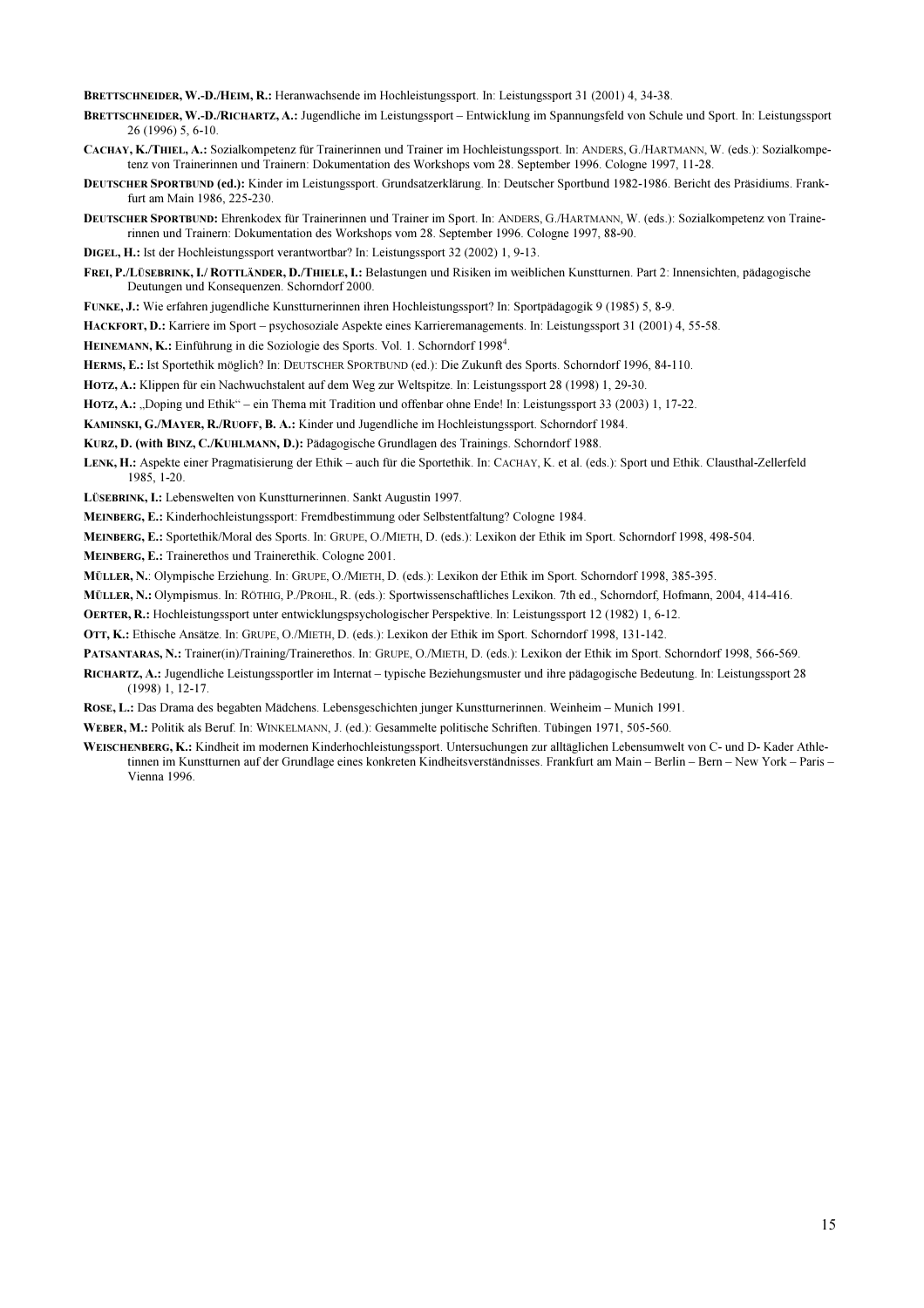**Brettschneider, W.-D./Heim, R.:** Heranwachsende im Hochleistungssport. In: Leistungssport 31 (2001) 4, 34-38.

**Brettschneider, W.-D./Richartz, A.:** Jugendliche im Leistungssport – Entwicklung im Spannungsfeld von Schule und Sport. In: Leistungssport 26 (1996) 5, 6-10.

**Cachay, K./Thiel, A.:** Sozialkompetenz für Trainerinnen und Trainer im Hochleistungssport. In: Anders, G./Hartmann, W. (eds.): Sozialkompetenz von Trainerinnen und Trainern: Dokumentation des Workshops vom 28. September 1996. Cologne 1997, 11-28.

**Deutscher Sportbund (ed.):** Kinder im Leistungssport. Grundsatzerklärung. In: Deutscher Sportbund 1982-1986. Bericht des Präsidiums. Frankfurt am Main 1986, 225-230.

**Deutscher Sportbund:** Ehrenkodex für Trainerinnen und Trainer im Sport. In: Anders, G./Hartmann, W. (eds.): Sozialkompetenz von Trainerinnen und Trainern: Dokumentation des Workshops vom 28. September 1996. Cologne 1997, 88-90.

**Digel, H.:** Ist der Hochleistungssport verantwortbar? In: Leistungssport 32 (2002) 1, 9-13.

**Frei, P./Lüsebrink, I./ Rottländer, D./Thiele, I.:** Belastungen und Risiken im weiblichen Kunstturnen. Part 2: Innensichten, pädagogische Deutungen und Konsequenzen. Schorndorf 2000.

**Funke, J.:** Wie erfahren jugendliche Kunstturnerinnen ihren Hochleistungssport? In: Sportpädagogik 9 (1985) 5, 8-9.

**Hackfort, D.:** Karriere im Sport – psychosoziale Aspekte eines Karrieremanagements. In: Leistungssport 31 (2001) 4, 55-58.

**Heinemann, K.:** Einführung in die Soziologie des Sports. Vol. 1. Schorndorf 1998[4].

**Herms, E.:** Ist Sportethik möglich? In: Deutscher Sportbund (ed.): Die Zukunft des Sports. Schorndorf 1996, 84-110.

**Hotz, A.:** Klippen für ein Nachwuchstalent auf dem Weg zur Weltspitze. In: Leistungssport 28 (1998) 1, 29-30.

**Hotz, A.:** „Doping und Ethik" – ein Thema mit Tradition und offenbar ohne Ende! In: Leistungssport 33 (2003) 1, 17-22.

**Kaminski, G./Mayer, R./Ruoff, B. A.:** Kinder und Jugendliche im Hochleistungssport. Schorndorf 1984.

**Kurz, D. (with Binz, C./Kuhlmann, D.):** Pädagogische Grundlagen des Trainings. Schorndorf 1988.

**Lenk, H.:** Aspekte einer Pragmatisierung der Ethik – auch für die Sportethik. In: Cachay, K. et al. (eds.): Sport und Ethik. Clausthal-Zellerfeld 1985, 1-20.

**Lüsebrink, I.:** Lebenswelten von Kunstturnerinnen. Sankt Augustin 1997.

**Meinberg, E.:** Kinderhochleistungssport: Fremdbestimmung oder Selbstentfaltung? Cologne 1984.

**Meinberg, E.:** Sportethik/Moral des Sports. In: Grupe, O./Mieth, D. (eds.): Lexikon der Ethik im Sport. Schorndorf 1998, 498-504.

**Meinberg, E.:** Trainerethos und Trainerethik. Cologne 2001.

**Müller, N.**: Olympische Erziehung. In: Grupe, O./Mieth, D. (eds.): Lexikon der Ethik im Sport. Schorndorf 1998, 385-395.

**Müller, N.:** Olympismus. In: Röthig, P./Prohl, R. (eds.): Sportwissenschaftliches Lexikon. 7th ed., Schorndorf, Hofmann, 2004, 414-416.

**Oerter, R.:** Hochleistungssport unter entwicklungspsychologischer Perspektive. In: Leistungssport 12 (1982) 1, 6-12.

**Ott, K.:** Ethische Ansätze. In: Grupe, O./Mieth, D. (eds.): Lexikon der Ethik im Sport. Schorndorf 1998, 131-142.

**Patsantaras, N.:** Trainer(in)/Training/Trainerethos. In: Grupe, O./Mieth, D. (eds.): Lexikon der Ethik im Sport. Schorndorf 1998, 566-569.

**Richartz, A.:** Jugendliche Leistungssportler im Internat – typische Beziehungsmuster und ihre pädagogische Bedeutung. In: Leistungssport 28 (1998) 1, 12-17.

**Rose, L.:** Das Drama des begabten Mädchens. Lebensgeschichten junger Kunstturnerinnen. Weinheim – Munich 1991.

**Weber, M.:** Politik als Beruf. In: Winkelmann, J. (ed.): Gesammelte politische Schriften. Tübingen 1971, 505-560.

**Weischenberg, K.:** Kindheit im modernen Kinderhochleistungssport. Untersuchungen zur alltäglichen Lebensumwelt von C- und D- Kader Athletinnen im Kunstturnen auf der Grundlage eines konkreten Kindheitsverständnisses. Frankfurt am Main – Berlin – Bern – New York – Paris – Vienna 1996.